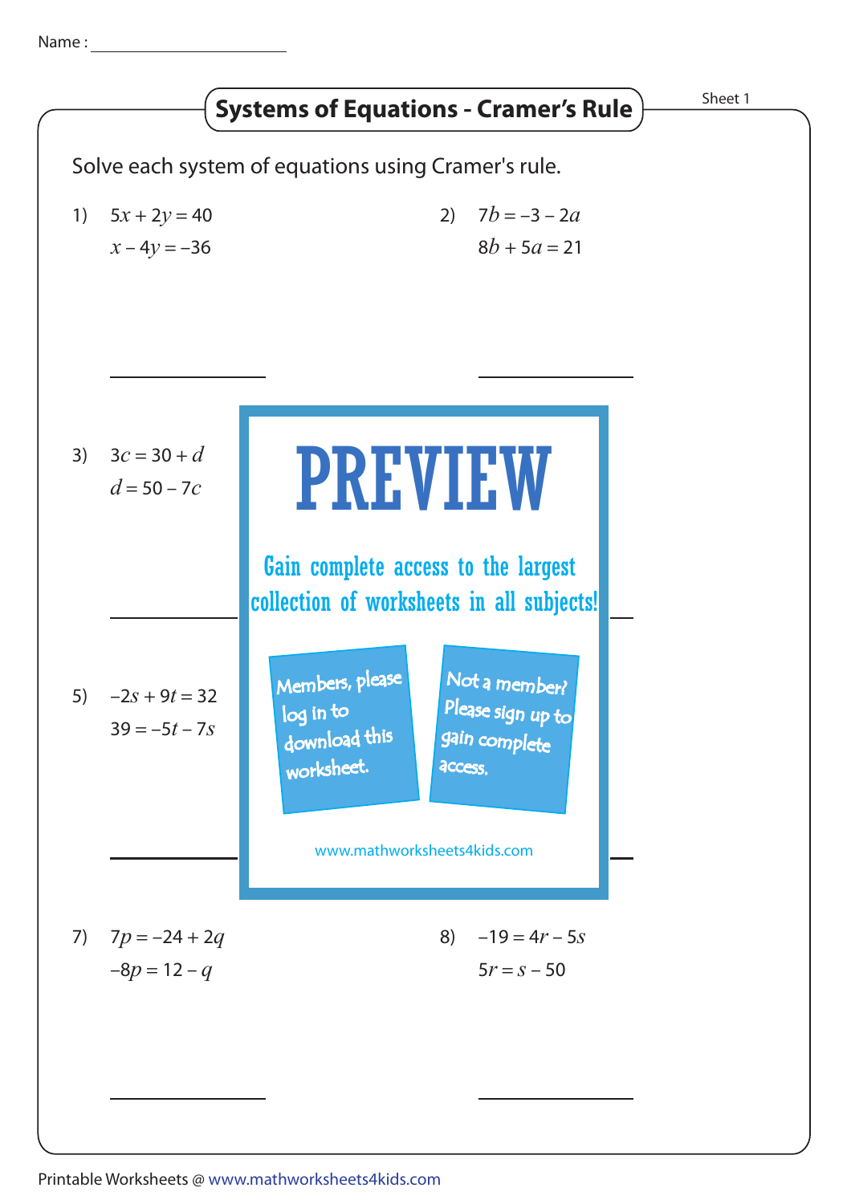Name : ____________________

# Systems of Equations - Cramer's Rule

Sheet 1

Solve each system of equations using Cramer's rule.

1) $5x + 2y = 40$
   $x - 4y = -36$

2) $7b = -3 - 2a$
   $8b + 5a = 21$

3) $3c = 30 + d$
   $d = 50 - 7c$

**PREVIEW**

Gain complete access to the largest collection of worksheets in all subjects!

Members, please log in to download this worksheet.

Not a member? Please sign up to gain complete access.

www.mathworksheets4kids.com

5) $-2s + 9t = 32$
   $39 = -5t - 7s$

7) $7p = -24 + 2q$
   $-8p = 12 - q$

8) $-19 = 4r - 5s$
   $5r = s - 50$

Printable Worksheets @ www.mathworksheets4kids.com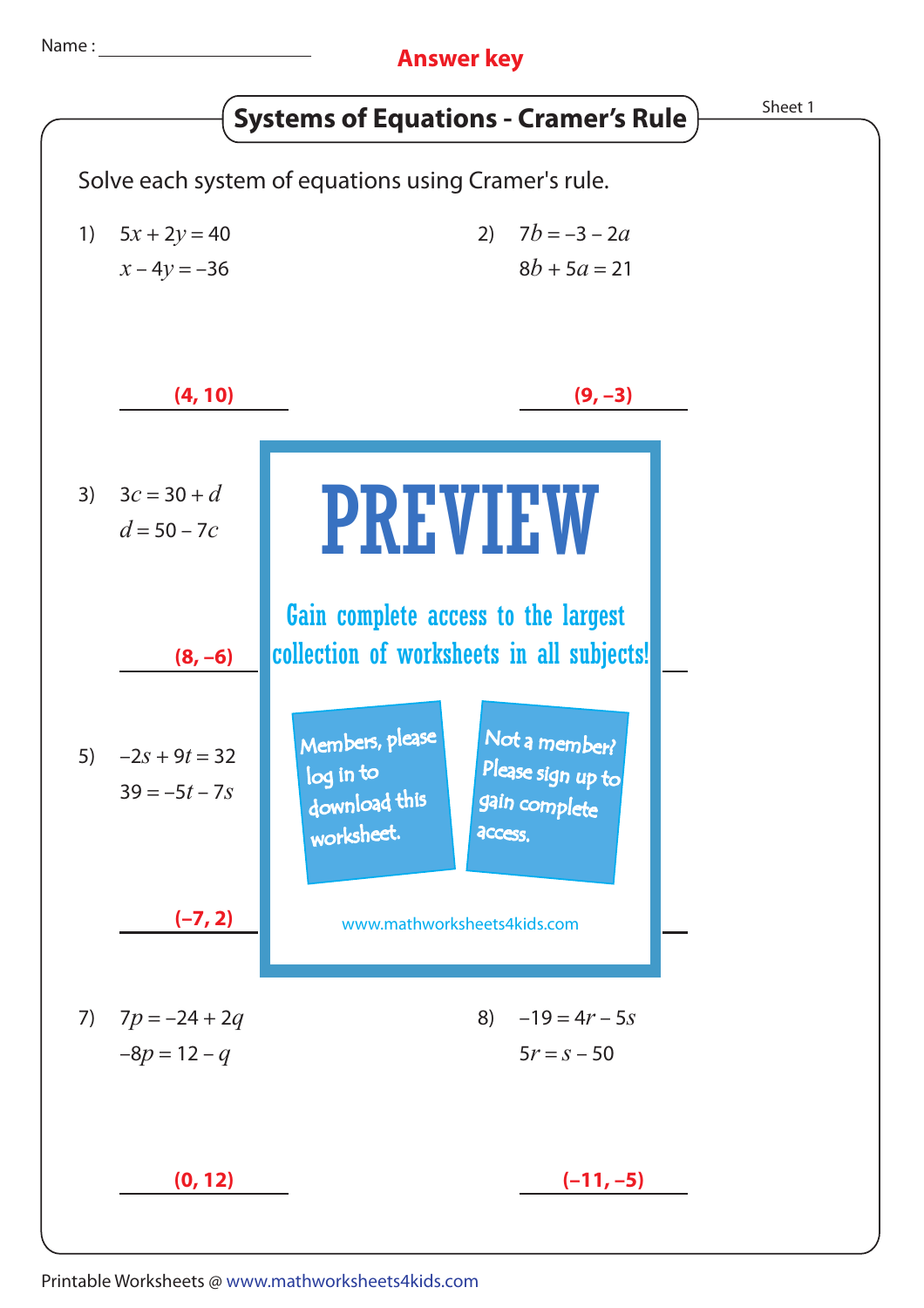Name : ____________________

**Answer key**

## Systems of Equations - Cramer's Rule

Sheet 1

Solve each system of equations using Cramer's rule.

1) $5x + 2y = 40$

$x - 4y = -36$

**(4, 10)**

2) $7b = -3 - 2a$

$8b + 5a = 21$

**(9, –3)**

3) $3c = 30 + d$

$d = 50 - 7c$

**(8, –6)**

PREVIEW

Gain complete access to the largest collection of worksheets in all subjects!

Members, please log in to download this worksheet.

Not a member? Please sign up to gain complete access.

www.mathworksheets4kids.com

5) $-2s + 9t = 32$

$39 = -5t - 7s$

**(–7, 2)**

7) $7p = -24 + 2q$

$-8p = 12 - q$

**(0, 12)**

8) $-19 = 4r - 5s$

$5r = s - 50$

**(–11, –5)**

Printable Worksheets @ www.mathworksheets4kids.com